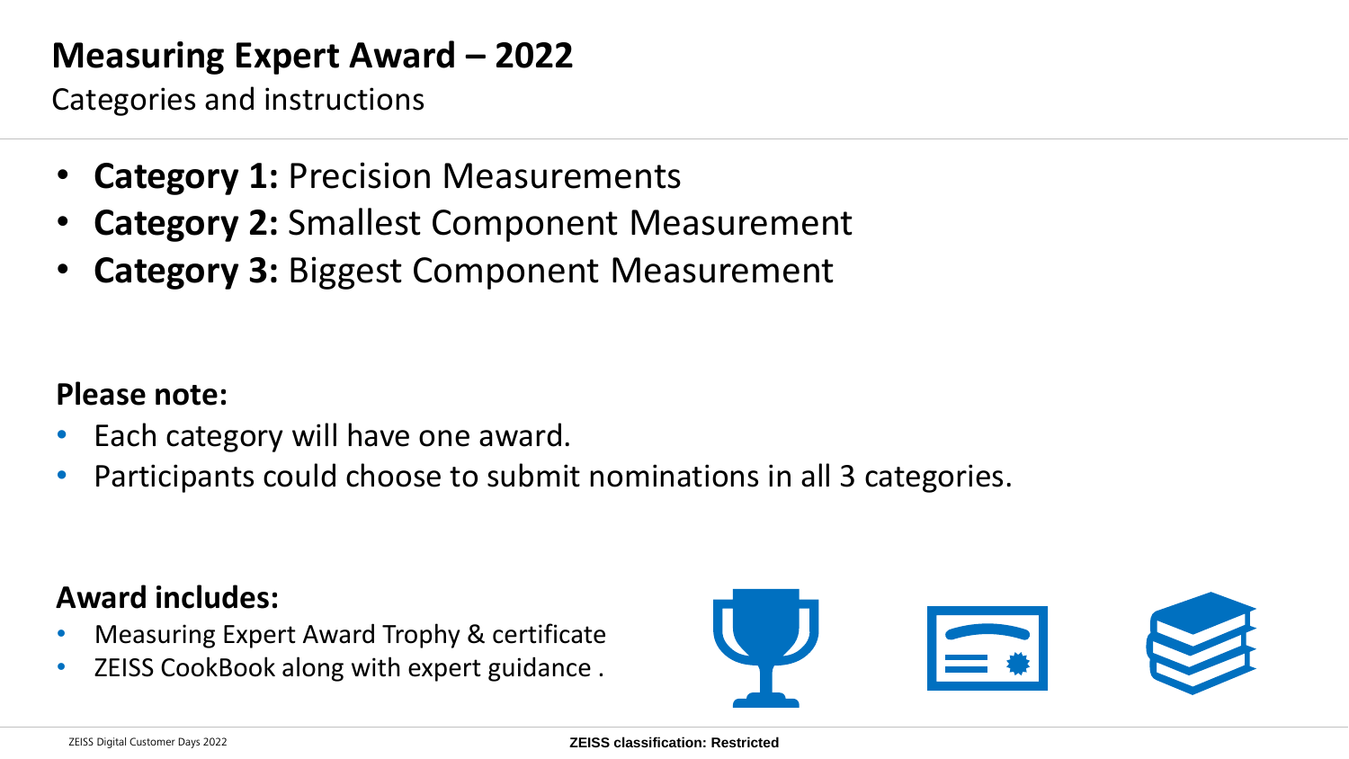# Measuring Expert Award – 2022

Categories and instructions

- **Category 1:** Precision Measurements
- **Category 2:** Smallest Component Measurement
- **Category 3:** Biggest Component Measurement

**Please note:**

- Each category will have one award.
- Participants could choose to submit nominations in all 3 categories.

**Award includes:**

- Measuring Expert Award Trophy & certificate
- ZEISS CookBook along with expert guidance .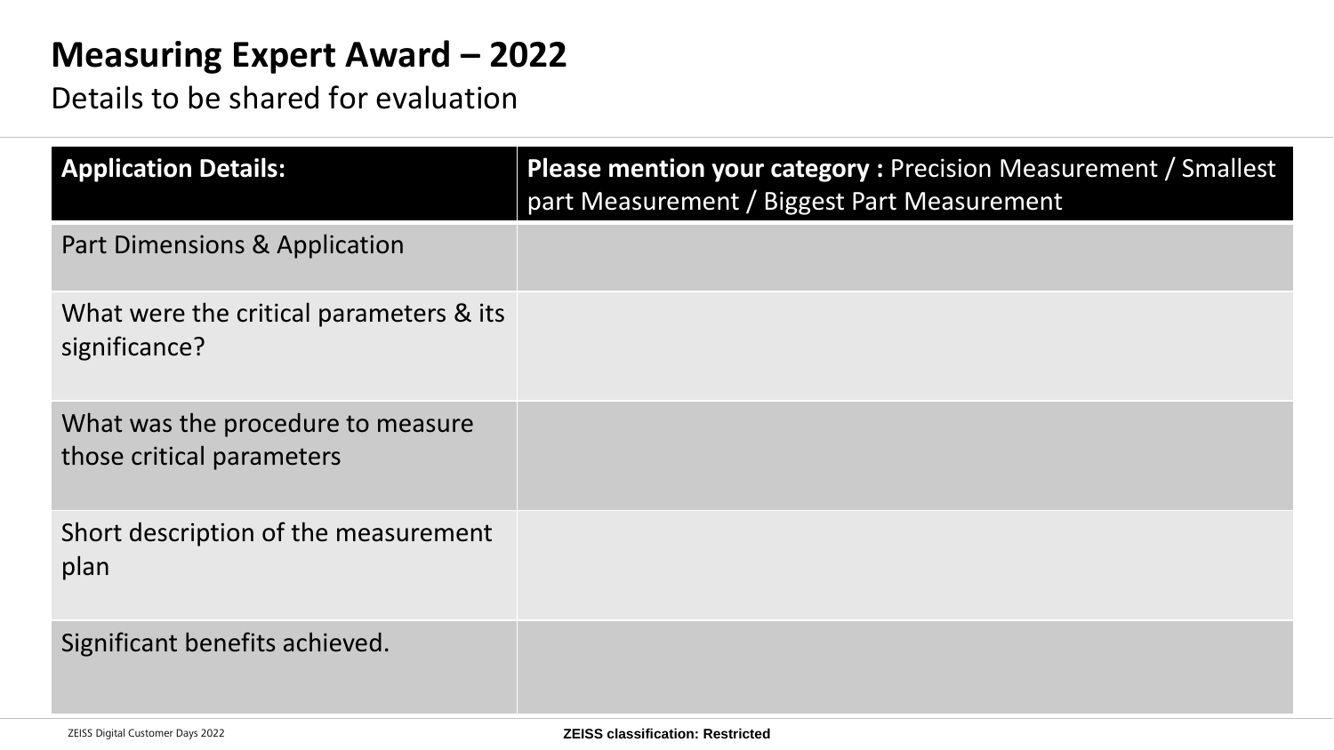# Measuring Expert Award – 2022

Details to be shared for evaluation

| **Application Details:** | **Please mention your category :** Precision Measurement / Smallest part Measurement / Biggest Part Measurement |
| --- | --- |
| Part Dimensions & Application | |
| What were the critical parameters & its significance? | |
| What was the procedure to measure those critical parameters | |
| Short description of the measurement plan | |
| Significant benefits achieved. | |

ZEISS Digital Customer Days 2022

**ZEISS classification: Restricted**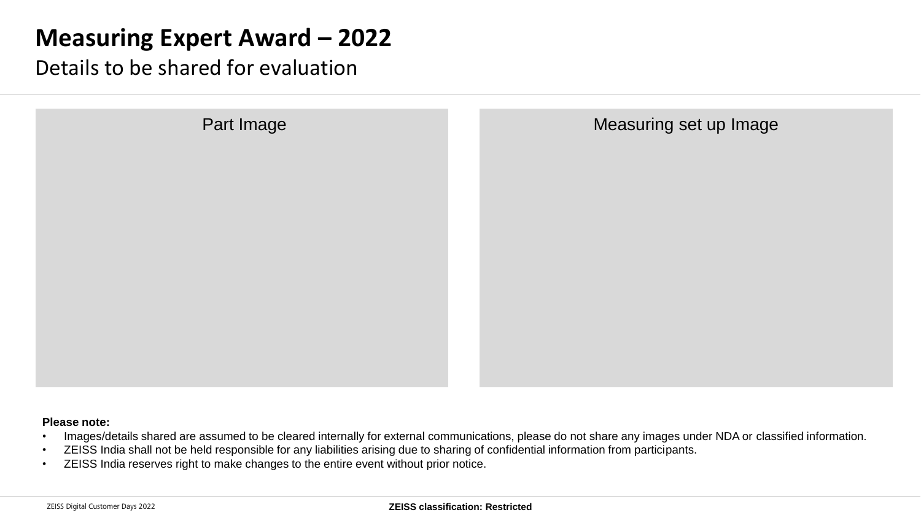# Measuring Expert Award – 2022

Details to be shared for evaluation

Part Image

Measuring set up Image

**Please note:**

- Images/details shared are assumed to be cleared internally for external communications, please do not share any images under NDA or classified information.
- ZEISS India shall not be held responsible for any liabilities arising due to sharing of confidential information from participants.
- ZEISS India reserves right to make changes to the entire event without prior notice.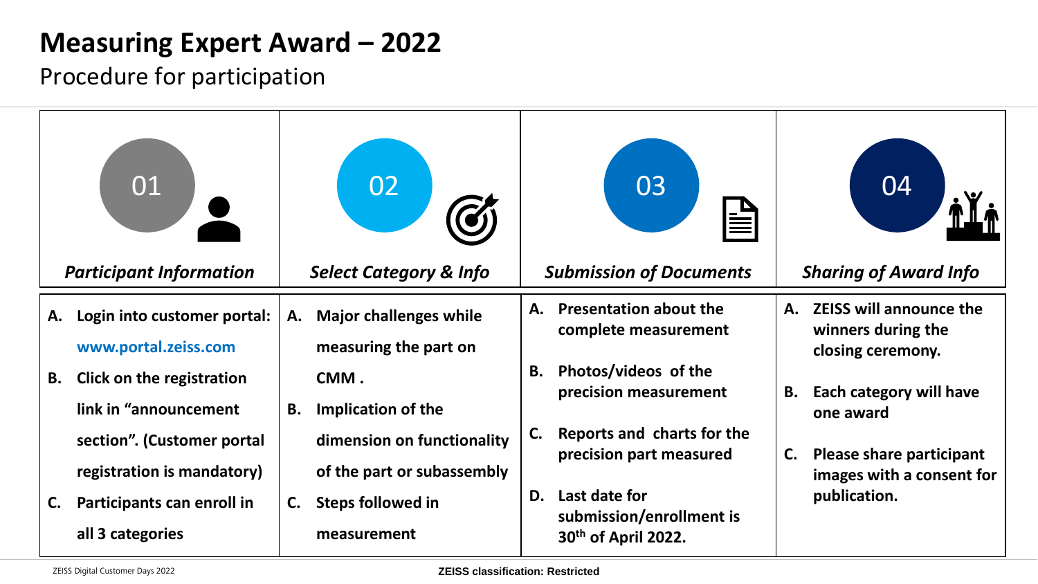# Measuring Expert Award – 2022

Procedure for participation

| 01 *Participant Information* | 02 *Select Category & Info* | 03 *Submission of Documents* | 04 *Sharing of Award Info* |
| --- | --- | --- | --- |
| **A. Login into customer portal: www.portal.zeiss.com**<br>**B. Click on the registration link in "announcement section". (Customer portal registration is mandatory)**<br>**C. Participants can enroll in all 3 categories** | **A. Major challenges while measuring the part on CMM .**<br>**B. Implication of the dimension on functionality of the part or subassembly**<br>**C. Steps followed in measurement** | **A. Presentation about the complete measurement**<br>**B. Photos/videos of the precision measurement**<br>**C. Reports and charts for the precision part measured**<br>**D. Last date for submission/enrollment is 30th of April 2022.** | **A. ZEISS will announce the winners during the closing ceremony.**<br>**B. Each category will have one award**<br>**C. Please share participant images with a consent for publication.** |

ZEISS Digital Customer Days 2022

**ZEISS classification: Restricted**